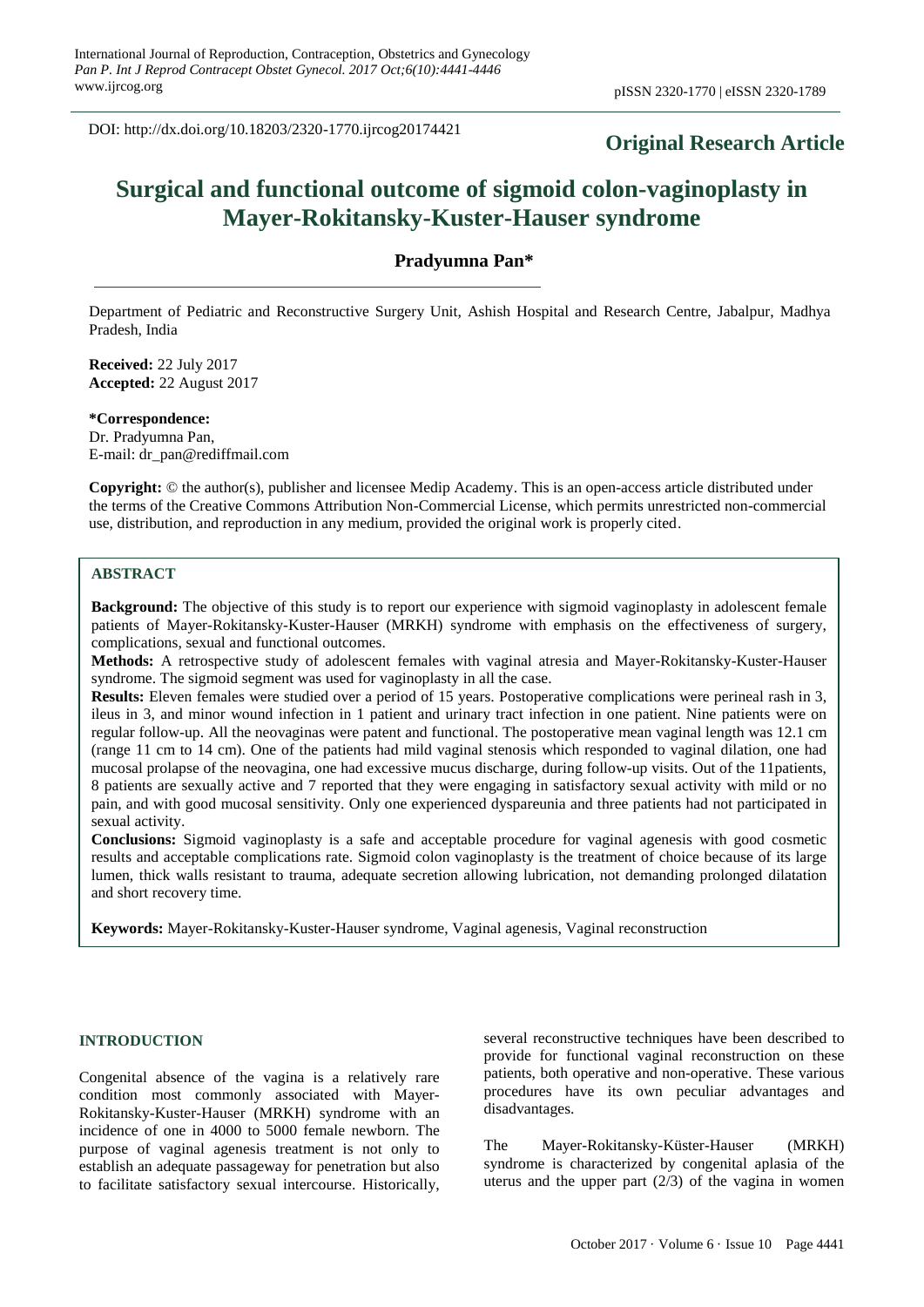DOI: http://dx.doi.org/10.18203/2320-1770.ijrcog20174421

**Original Research Article**

# Surgical and functional outcome of sigmoid colon-vaginoplasty in Mayer-Rokitansky-Kuster-Hauser syndrome

**Pradyumna Pan***

Department of Pediatric and Reconstructive Surgery Unit, Ashish Hospital and Research Centre, Jabalpur, Madhya Pradesh, India

**Received:** 22 July 2017
**Accepted:** 22 August 2017

**\*Correspondence:**
Dr. Pradyumna Pan,
E-mail: dr_pan@rediffmail.com

**Copyright:** © the author(s), publisher and licensee Medip Academy. This is an open-access article distributed under the terms of the Creative Commons Attribution Non-Commercial License, which permits unrestricted non-commercial use, distribution, and reproduction in any medium, provided the original work is properly cited.

## ABSTRACT

**Background:** The objective of this study is to report our experience with sigmoid vaginoplasty in adolescent female patients of Mayer-Rokitansky-Kuster-Hauser (MRKH) syndrome with emphasis on the effectiveness of surgery, complications, sexual and functional outcomes.

**Methods:** A retrospective study of adolescent females with vaginal atresia and Mayer-Rokitansky-Kuster-Hauser syndrome. The sigmoid segment was used for vaginoplasty in all the case.

**Results:** Eleven females were studied over a period of 15 years. Postoperative complications were perineal rash in 3, ileus in 3, and minor wound infection in 1 patient and urinary tract infection in one patient. Nine patients were on regular follow-up. All the neovaginas were patent and functional. The postoperative mean vaginal length was 12.1 cm (range 11 cm to 14 cm). One of the patients had mild vaginal stenosis which responded to vaginal dilation, one had mucosal prolapse of the neovagina, one had excessive mucus discharge, during follow-up visits. Out of the 11patients, 8 patients are sexually active and 7 reported that they were engaging in satisfactory sexual activity with mild or no pain, and with good mucosal sensitivity. Only one experienced dyspareunia and three patients had not participated in sexual activity.

**Conclusions:** Sigmoid vaginoplasty is a safe and acceptable procedure for vaginal agenesis with good cosmetic results and acceptable complications rate. Sigmoid colon vaginoplasty is the treatment of choice because of its large lumen, thick walls resistant to trauma, adequate secretion allowing lubrication, not demanding prolonged dilatation and short recovery time.

**Keywords:** Mayer-Rokitansky-Kuster-Hauser syndrome, Vaginal agenesis, Vaginal reconstruction

## INTRODUCTION

Congenital absence of the vagina is a relatively rare condition most commonly associated with Mayer-Rokitansky-Kuster-Hauser (MRKH) syndrome with an incidence of one in 4000 to 5000 female newborn. The purpose of vaginal agenesis treatment is not only to establish an adequate passageway for penetration but also to facilitate satisfactory sexual intercourse. Historically, several reconstructive techniques have been described to provide for functional vaginal reconstruction on these patients, both operative and non-operative. These various procedures have its own peculiar advantages and disadvantages.

The Mayer-Rokitansky-Küster-Hauser (MRKH) syndrome is characterized by congenital aplasia of the uterus and the upper part (2/3) of the vagina in women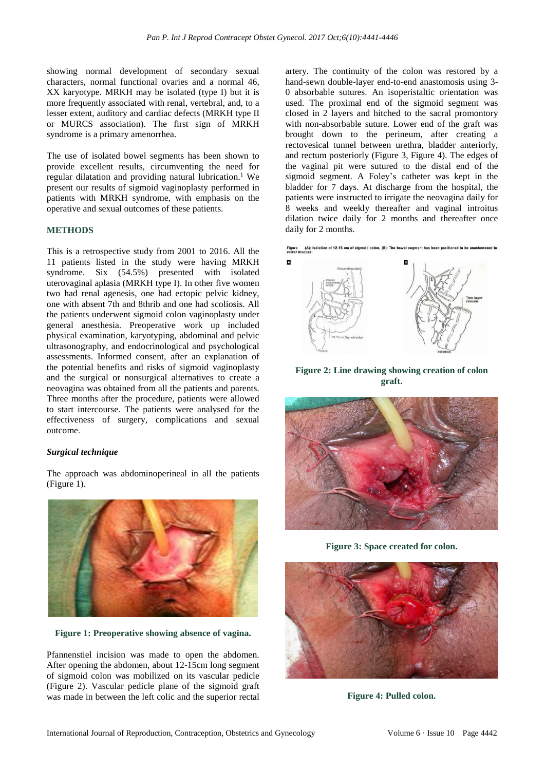showing normal development of secondary sexual characters, normal functional ovaries and a normal 46, XX karyotype. MRKH may be isolated (type I) but it is more frequently associated with renal, vertebral, and, to a lesser extent, auditory and cardiac defects (MRKH type II or MURCS association). The first sign of MRKH syndrome is a primary amenorrhea.

The use of isolated bowel segments has been shown to provide excellent results, circumventing the need for regular dilatation and providing natural lubrication.[1] We present our results of sigmoid vaginoplasty performed in patients with MRKH syndrome, with emphasis on the operative and sexual outcomes of these patients.

## METHODS

This is a retrospective study from 2001 to 2016. All the 11 patients listed in the study were having MRKH syndrome. Six (54.5%) presented with isolated uterovaginal aplasia (MRKH type I). In other five women two had renal agenesis, one had ectopic pelvic kidney, one with absent 7th and 8thrib and one had scoliosis. All the patients underwent sigmoid colon vaginoplasty under general anesthesia. Preoperative work up included physical examination, karyotyping, abdominal and pelvic ultrasonography, and endocrinological and psychological assessments. Informed consent, after an explanation of the potential benefits and risks of sigmoid vaginoplasty and the surgical or nonsurgical alternatives to create a neovagina was obtained from all the patients and parents. Three months after the procedure, patients were allowed to start intercourse. The patients were analysed for the effectiveness of surgery, complications and sexual outcome.

### *Surgical technique*

The approach was abdominoperineal in all the patients (Figure 1).

**Figure 1: Preoperative showing absence of vagina.**

Pfannenstiel incision was made to open the abdomen. After opening the abdomen, about 12-15cm long segment of sigmoid colon was mobilized on its vascular pedicle (Figure 2). Vascular pedicle plane of the sigmoid graft was made in between the left colic and the superior rectal artery. The continuity of the colon was restored by a hand-sewn double-layer end-to-end anastomosis using 3-0 absorbable sutures. An isoperistaltic orientation was used. The proximal end of the sigmoid segment was closed in 2 layers and hitched to the sacral promontory with non-absorbable suture. Lower end of the graft was brought down to the perineum, after creating a rectovesical tunnel between urethra, bladder anteriorly, and rectum posteriorly (Figure 3, Figure 4). The edges of the vaginal pit were sutured to the distal end of the sigmoid segment. A Foley's catheter was kept in the bladder for 7 days. At discharge from the hospital, the patients were instructed to irrigate the neovagina daily for 8 weeks and weekly thereafter and vaginal introitus dilation twice daily for 2 months and thereafter once daily for 2 months.

Figure (A): Isolation of 12-15 cm of sigmoid colon, (B): The bowel segment has been positioned to be anastomosed to vulvar mucosa.

**Figure 2: Line drawing showing creation of colon graft.**

**Figure 3: Space created for colon.**

**Figure 4: Pulled colon.**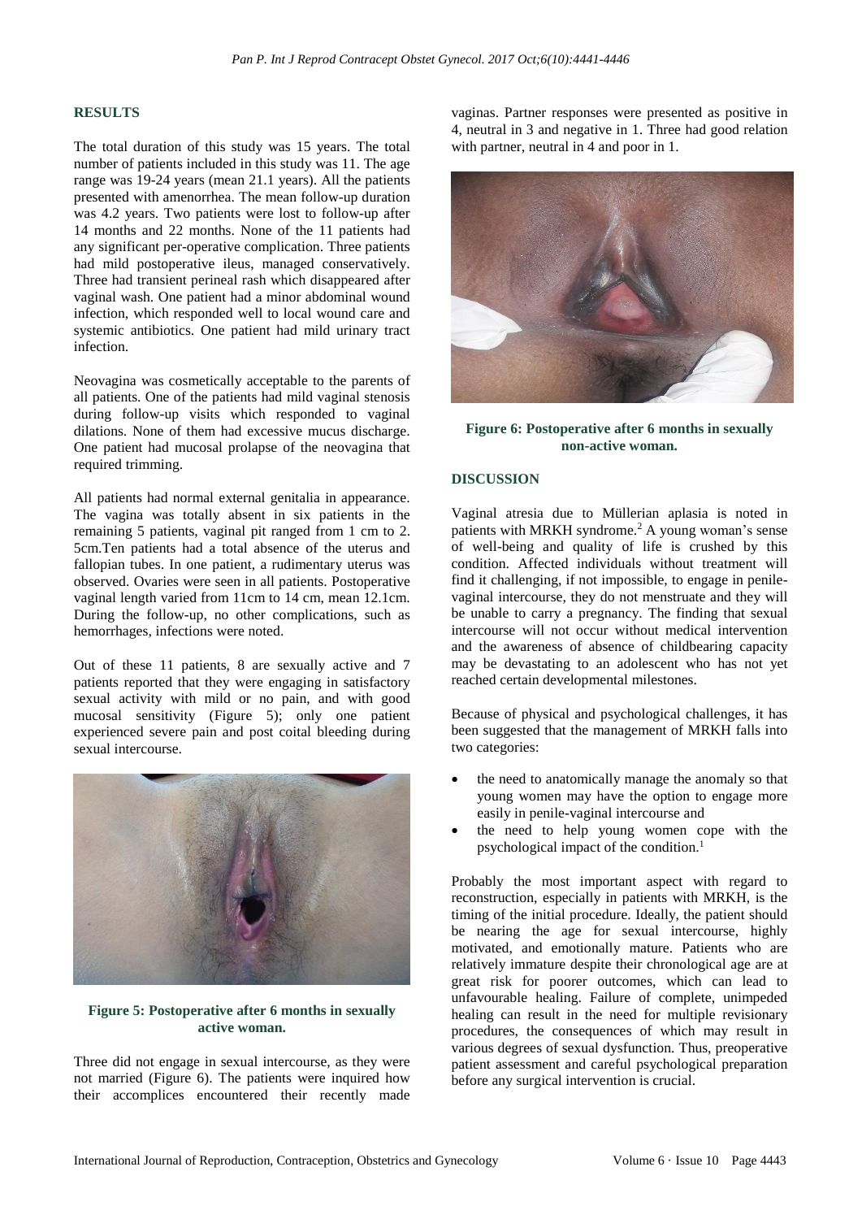## RESULTS

The total duration of this study was 15 years. The total number of patients included in this study was 11. The age range was 19-24 years (mean 21.1 years). All the patients presented with amenorrhea. The mean follow-up duration was 4.2 years. Two patients were lost to follow-up after 14 months and 22 months. None of the 11 patients had any significant per-operative complication. Three patients had mild postoperative ileus, managed conservatively. Three had transient perineal rash which disappeared after vaginal wash. One patient had a minor abdominal wound infection, which responded well to local wound care and systemic antibiotics. One patient had mild urinary tract infection.

Neovagina was cosmetically acceptable to the parents of all patients. One of the patients had mild vaginal stenosis during follow-up visits which responded to vaginal dilations. None of them had excessive mucus discharge. One patient had mucosal prolapse of the neovagina that required trimming.

All patients had normal external genitalia in appearance. The vagina was totally absent in six patients in the remaining 5 patients, vaginal pit ranged from 1 cm to 2. 5cm.Ten patients had a total absence of the uterus and fallopian tubes. In one patient, a rudimentary uterus was observed. Ovaries were seen in all patients. Postoperative vaginal length varied from 11cm to 14 cm, mean 12.1cm. During the follow-up, no other complications, such as hemorrhages, infections were noted.

Out of these 11 patients, 8 are sexually active and 7 patients reported that they were engaging in satisfactory sexual activity with mild or no pain, and with good mucosal sensitivity (Figure 5); only one patient experienced severe pain and post coital bleeding during sexual intercourse.

**Figure 5: Postoperative after 6 months in sexually active woman.**

Three did not engage in sexual intercourse, as they were not married (Figure 6). The patients were inquired how their accomplices encountered their recently made vaginas. Partner responses were presented as positive in 4, neutral in 3 and negative in 1. Three had good relation with partner, neutral in 4 and poor in 1.

**Figure 6: Postoperative after 6 months in sexually non-active woman.**

## DISCUSSION

Vaginal atresia due to Müllerian aplasia is noted in patients with MRKH syndrome.[2] A young woman's sense of well-being and quality of life is crushed by this condition. Affected individuals without treatment will find it challenging, if not impossible, to engage in penile-vaginal intercourse, they do not menstruate and they will be unable to carry a pregnancy. The finding that sexual intercourse will not occur without medical intervention and the awareness of absence of childbearing capacity may be devastating to an adolescent who has not yet reached certain developmental milestones.

Because of physical and psychological challenges, it has been suggested that the management of MRKH falls into two categories:

- the need to anatomically manage the anomaly so that young women may have the option to engage more easily in penile-vaginal intercourse and
- the need to help young women cope with the psychological impact of the condition.[1]

Probably the most important aspect with regard to reconstruction, especially in patients with MRKH, is the timing of the initial procedure. Ideally, the patient should be nearing the age for sexual intercourse, highly motivated, and emotionally mature. Patients who are relatively immature despite their chronological age are at great risk for poorer outcomes, which can lead to unfavourable healing. Failure of complete, unimpeded healing can result in the need for multiple revisionary procedures, the consequences of which may result in various degrees of sexual dysfunction. Thus, preoperative patient assessment and careful psychological preparation before any surgical intervention is crucial.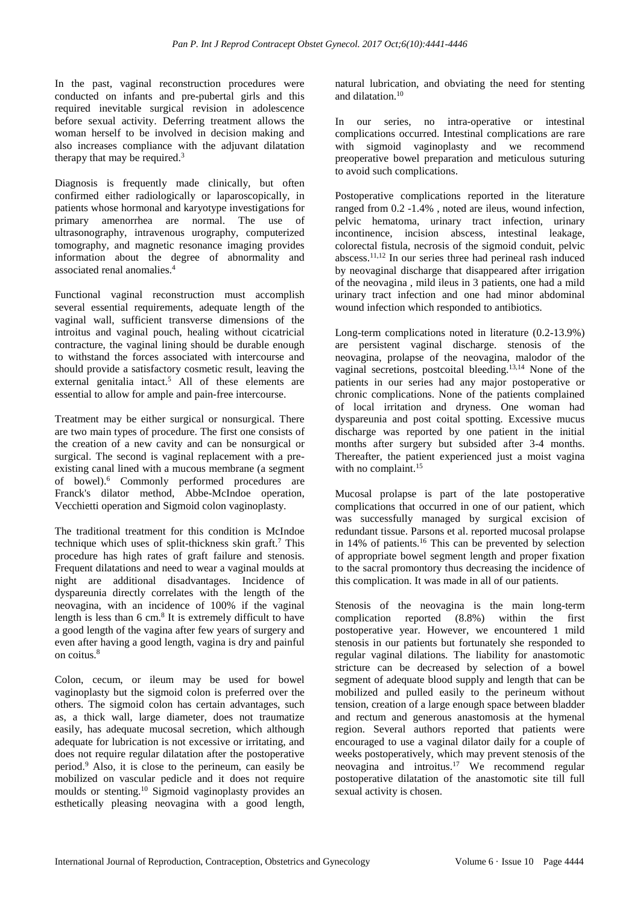In the past, vaginal reconstruction procedures were conducted on infants and pre-pubertal girls and this required inevitable surgical revision in adolescence before sexual activity. Deferring treatment allows the woman herself to be involved in decision making and also increases compliance with the adjuvant dilatation therapy that may be required.[3]

Diagnosis is frequently made clinically, but often confirmed either radiologically or laparoscopically, in patients whose hormonal and karyotype investigations for primary amenorrhea are normal. The use of ultrasonography, intravenous urography, computerized tomography, and magnetic resonance imaging provides information about the degree of abnormality and associated renal anomalies.[4]

Functional vaginal reconstruction must accomplish several essential requirements, adequate length of the vaginal wall, sufficient transverse dimensions of the introitus and vaginal pouch, healing without cicatricial contracture, the vaginal lining should be durable enough to withstand the forces associated with intercourse and should provide a satisfactory cosmetic result, leaving the external genitalia intact.[5] All of these elements are essential to allow for ample and pain-free intercourse.

Treatment may be either surgical or nonsurgical. There are two main types of procedure. The first one consists of the creation of a new cavity and can be nonsurgical or surgical. The second is vaginal replacement with a pre-existing canal lined with a mucous membrane (a segment of bowel).[6] Commonly performed procedures are Franck's dilator method, Abbe-McIndoe operation, Vecchietti operation and Sigmoid colon vaginoplasty.

The traditional treatment for this condition is McIndoe technique which uses of split-thickness skin graft.[7] This procedure has high rates of graft failure and stenosis. Frequent dilatations and need to wear a vaginal moulds at night are additional disadvantages. Incidence of dyspareunia directly correlates with the length of the neovagina, with an incidence of 100% if the vaginal length is less than 6 cm.[8] It is extremely difficult to have a good length of the vagina after few years of surgery and even after having a good length, vagina is dry and painful on coitus.[8]

Colon, cecum, or ileum may be used for bowel vaginoplasty but the sigmoid colon is preferred over the others. The sigmoid colon has certain advantages, such as, a thick wall, large diameter, does not traumatize easily, has adequate mucosal secretion, which although adequate for lubrication is not excessive or irritating, and does not require regular dilatation after the postoperative period.[9] Also, it is close to the perineum, can easily be mobilized on vascular pedicle and it does not require moulds or stenting.[10] Sigmoid vaginoplasty provides an esthetically pleasing neovagina with a good length, natural lubrication, and obviating the need for stenting and dilatation.[10]

In our series, no intra-operative or intestinal complications occurred. Intestinal complications are rare with sigmoid vaginoplasty and we recommend preoperative bowel preparation and meticulous suturing to avoid such complications.

Postoperative complications reported in the literature ranged from 0.2 -1.4% , noted are ileus, wound infection, pelvic hematoma, urinary tract infection, urinary incontinence, incision abscess, intestinal leakage, colorectal fistula, necrosis of the sigmoid conduit, pelvic abscess.[11,12] In our series three had perineal rash induced by neovaginal discharge that disappeared after irrigation of the neovagina , mild ileus in 3 patients, one had a mild urinary tract infection and one had minor abdominal wound infection which responded to antibiotics.

Long-term complications noted in literature (0.2-13.9%) are persistent vaginal discharge. stenosis of the neovagina, prolapse of the neovagina, malodor of the vaginal secretions, postcoital bleeding.[13,14] None of the patients in our series had any major postoperative or chronic complications. None of the patients complained of local irritation and dryness. One woman had dyspareunia and post coital spotting. Excessive mucus discharge was reported by one patient in the initial months after surgery but subsided after 3-4 months. Thereafter, the patient experienced just a moist vagina with no complaint.[15]

Mucosal prolapse is part of the late postoperative complications that occurred in one of our patient, which was successfully managed by surgical excision of redundant tissue. Parsons et al. reported mucosal prolapse in 14% of patients.[16] This can be prevented by selection of appropriate bowel segment length and proper fixation to the sacral promontory thus decreasing the incidence of this complication. It was made in all of our patients.

Stenosis of the neovagina is the main long-term complication reported (8.8%) within the first postoperative year. However, we encountered 1 mild stenosis in our patients but fortunately she responded to regular vaginal dilations. The liability for anastomotic stricture can be decreased by selection of a bowel segment of adequate blood supply and length that can be mobilized and pulled easily to the perineum without tension, creation of a large enough space between bladder and rectum and generous anastomosis at the hymenal region. Several authors reported that patients were encouraged to use a vaginal dilator daily for a couple of weeks postoperatively, which may prevent stenosis of the neovagina and introitus.[17] We recommend regular postoperative dilatation of the anastomotic site till full sexual activity is chosen.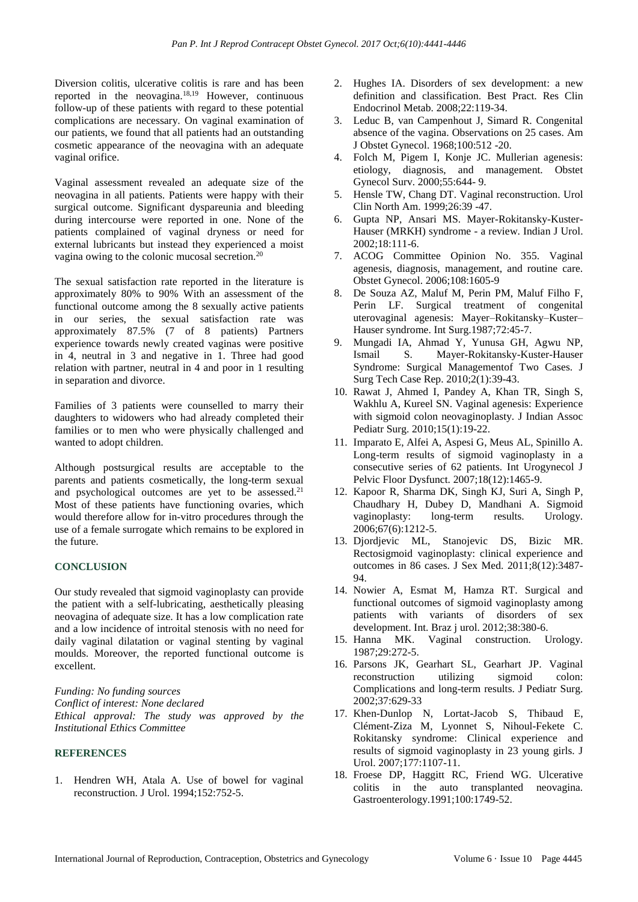Diversion colitis, ulcerative colitis is rare and has been reported in the neovagina.[18,19] However, continuous follow-up of these patients with regard to these potential complications are necessary. On vaginal examination of our patients, we found that all patients had an outstanding cosmetic appearance of the neovagina with an adequate vaginal orifice.

Vaginal assessment revealed an adequate size of the neovagina in all patients. Patients were happy with their surgical outcome. Significant dyspareunia and bleeding during intercourse were reported in one. None of the patients complained of vaginal dryness or need for external lubricants but instead they experienced a moist vagina owing to the colonic mucosal secretion.[20]

The sexual satisfaction rate reported in the literature is approximately 80% to 90% With an assessment of the functional outcome among the 8 sexually active patients in our series, the sexual satisfaction rate was approximately 87.5% (7 of 8 patients) Partners experience towards newly created vaginas were positive in 4, neutral in 3 and negative in 1. Three had good relation with partner, neutral in 4 and poor in 1 resulting in separation and divorce.

Families of 3 patients were counselled to marry their daughters to widowers who had already completed their families or to men who were physically challenged and wanted to adopt children.

Although postsurgical results are acceptable to the parents and patients cosmetically, the long-term sexual and psychological outcomes are yet to be assessed.[21] Most of these patients have functioning ovaries, which would therefore allow for in-vitro procedures through the use of a female surrogate which remains to be explored in the future.

## CONCLUSION

Our study revealed that sigmoid vaginoplasty can provide the patient with a self-lubricating, aesthetically pleasing neovagina of adequate size. It has a low complication rate and a low incidence of introital stenosis with no need for daily vaginal dilatation or vaginal stenting by vaginal moulds. Moreover, the reported functional outcome is excellent.

*Funding: No funding sources*
*Conflict of interest: None declared*
*Ethical approval: The study was approved by the Institutional Ethics Committee*

## REFERENCES

1. Hendren WH, Atala A. Use of bowel for vaginal reconstruction. J Urol. 1994;152:752-5.
2. Hughes IA. Disorders of sex development: a new definition and classification. Best Pract. Res Clin Endocrinol Metab. 2008;22:119-34.
3. Leduc B, van Campenhout J, Simard R. Congenital absence of the vagina. Observations on 25 cases. Am J Obstet Gynecol. 1968;100:512 -20.
4. Folch M, Pigem I, Konje JC. Mullerian agenesis: etiology, diagnosis, and management. Obstet Gynecol Surv. 2000;55:644- 9.
5. Hensle TW, Chang DT. Vaginal reconstruction. Urol Clin North Am. 1999;26:39 -47.
6. Gupta NP, Ansari MS. Mayer-Rokitansky-Kuster-Hauser (MRKH) syndrome - a review. Indian J Urol. 2002;18:111-6.
7. ACOG Committee Opinion No. 355. Vaginal agenesis, diagnosis, management, and routine care. Obstet Gynecol. 2006;108:1605-9
8. De Souza AZ, Maluf M, Perin PM, Maluf Filho F, Perin LF. Surgical treatment of congenital uterovaginal agenesis: Mayer–Rokitansky–Kuster–Hauser syndrome. Int Surg.1987;72:45-7.
9. Mungadi IA, Ahmad Y, Yunusa GH, Agwu NP, Ismail S. Mayer-Rokitansky-Kuster-Hauser Syndrome: Surgical Managementof Two Cases. J Surg Tech Case Rep. 2010;2(1):39-43.
10. Rawat J, Ahmed I, Pandey A, Khan TR, Singh S, Wakhlu A, Kureel SN. Vaginal agenesis: Experience with sigmoid colon neovaginoplasty. J Indian Assoc Pediatr Surg. 2010;15(1):19-22.
11. Imparato E, Alfei A, Aspesi G, Meus AL, Spinillo A. Long-term results of sigmoid vaginoplasty in a consecutive series of 62 patients. Int Urogynecol J Pelvic Floor Dysfunct. 2007;18(12):1465-9.
12. Kapoor R, Sharma DK, Singh KJ, Suri A, Singh P, Chaudhary H, Dubey D, Mandhani A. Sigmoid vaginoplasty: long-term results. Urology. 2006;67(6):1212-5.
13. Djordjevic ML, Stanojevic DS, Bizic MR. Rectosigmoid vaginoplasty: clinical experience and outcomes in 86 cases. J Sex Med. 2011;8(12):3487-94.
14. Nowier A, Esmat M, Hamza RT. Surgical and functional outcomes of sigmoid vaginoplasty among patients with variants of disorders of sex development. Int. Braz j urol. 2012;38:380-6.
15. Hanna MK. Vaginal construction. Urology. 1987;29:272-5.
16. Parsons JK, Gearhart SL, Gearhart JP. Vaginal reconstruction utilizing sigmoid colon: Complications and long-term results. J Pediatr Surg. 2002;37:629-33
17. Khen-Dunlop N, Lortat-Jacob S, Thibaud E, Clément-Ziza M, Lyonnet S, Nihoul-Fekete C. Rokitansky syndrome: Clinical experience and results of sigmoid vaginoplasty in 23 young girls. J Urol. 2007;177:1107-11.
18. Froese DP, Haggitt RC, Friend WG. Ulcerative colitis in the auto transplanted neovagina. Gastroenterology.1991;100:1749-52.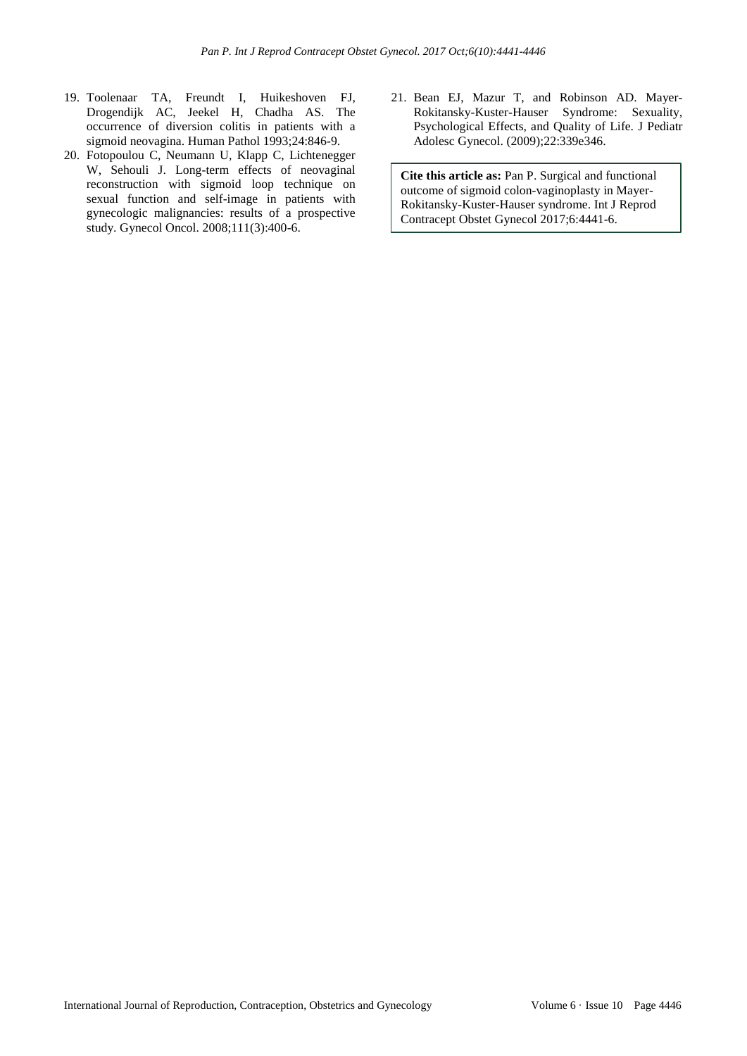19. Toolenaar TA, Freundt I, Huikeshoven FJ, Drogendijk AC, Jeekel H, Chadha AS. The occurrence of diversion colitis in patients with a sigmoid neovagina. Human Pathol 1993;24:846-9.
20. Fotopoulou C, Neumann U, Klapp C, Lichtenegger W, Sehouli J. Long-term effects of neovaginal reconstruction with sigmoid loop technique on sexual function and self-image in patients with gynecologic malignancies: results of a prospective study. Gynecol Oncol. 2008;111(3):400-6.
21. Bean EJ, Mazur T, and Robinson AD. Mayer-Rokitansky-Kuster-Hauser Syndrome: Sexuality, Psychological Effects, and Quality of Life. J Pediatr Adolesc Gynecol. (2009);22:339e346.

**Cite this article as:** Pan P. Surgical and functional outcome of sigmoid colon-vaginoplasty in Mayer-Rokitansky-Kuster-Hauser syndrome. Int J Reprod Contracept Obstet Gynecol 2017;6:4441-6.